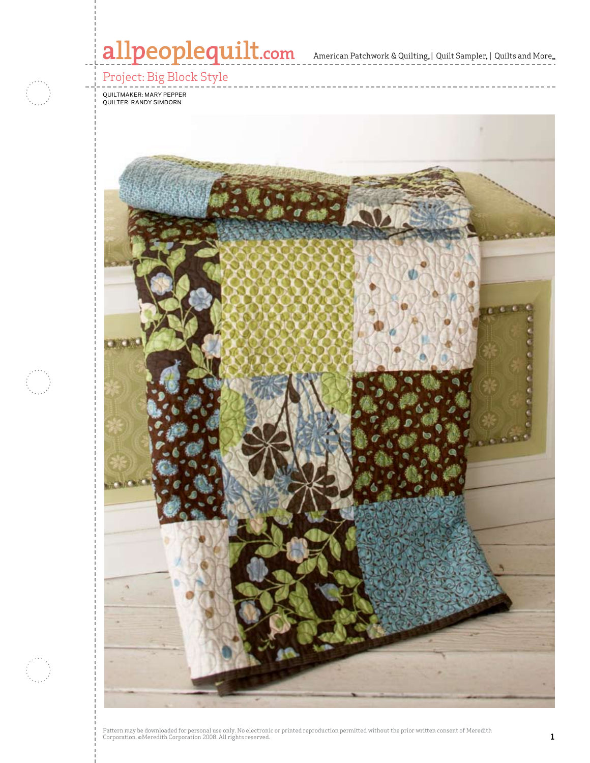# Project: Big Block Style

QUILTMAKER: MARY PEPPER
QUILTER: RANDY SIMDORN

Pattern may be downloaded for personal use only. No electronic or printed reproduction permitted without the prior written consent of Meredith Corporation. ©Meredith Corporation 2008. All rights reserved.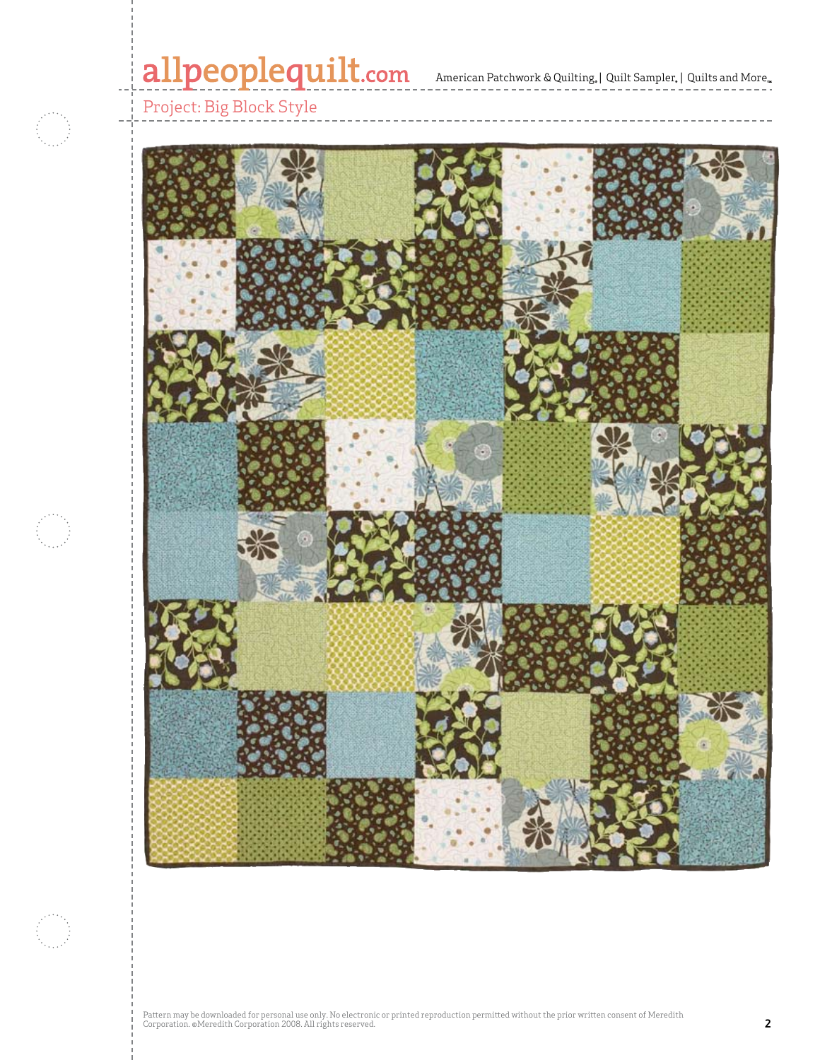Project: Big Block Style

Pattern may be downloaded for personal use only. No electronic or printed reproduction permitted without the prior written consent of Meredith Corporation. ©Meredith Corporation 2008. All rights reserved.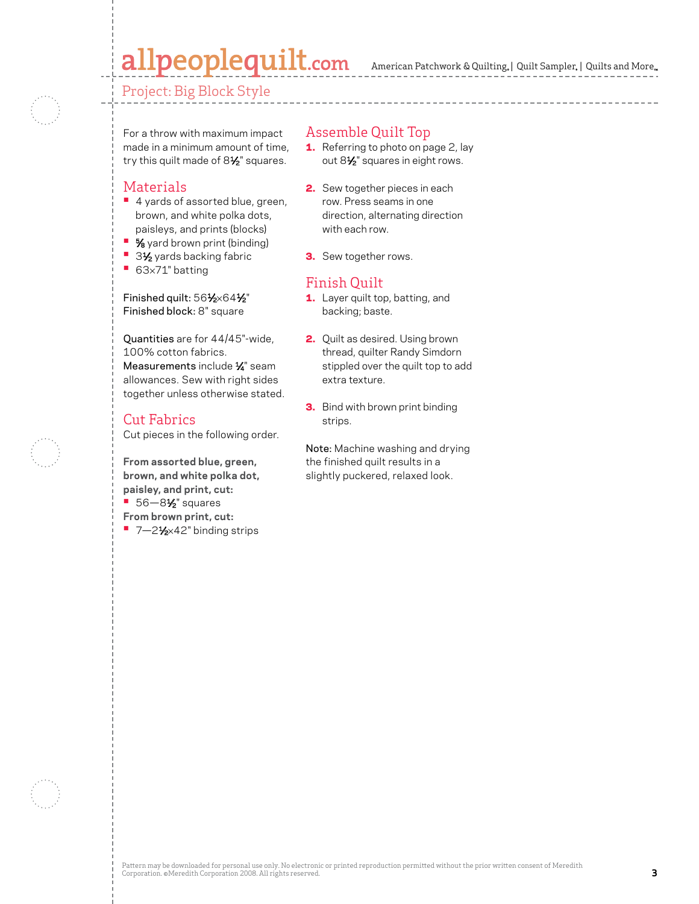# allpeoplequilt.com

American Patchwork & Quilting | Quilt Sampler | Quilts and More

## Project: Big Block Style

For a throw with maximum impact made in a minimum amount of time, try this quilt made of 8½" squares.

### Materials

- 4 yards of assorted blue, green, brown, and white polka dots, paisleys, and prints (blocks)
- ⅝ yard brown print (binding)
- 3½ yards backing fabric
- 63×71" batting

**Finished quilt:** 56½×64½"
**Finished block:** 8" square

**Quantities** are for 44/45"-wide, 100% cotton fabrics.
**Measurements** include ¼" seam allowances. Sew with right sides together unless otherwise stated.

### Cut Fabrics

Cut pieces in the following order.

**From assorted blue, green, brown, and white polka dot, paisley, and print, cut:**

- 56—8½" squares

**From brown print, cut:**

- 7—2½×42" binding strips

### Assemble Quilt Top

1. Referring to photo on page 2, lay out 8½" squares in eight rows.
2. Sew together pieces in each row. Press seams in one direction, alternating direction with each row.
3. Sew together rows.

### Finish Quilt

1. Layer quilt top, batting, and backing; baste.
2. Quilt as desired. Using brown thread, quilter Randy Simdorn stippled over the quilt top to add extra texture.
3. Bind with brown print binding strips.

**Note:** Machine washing and drying the finished quilt results in a slightly puckered, relaxed look.

Pattern may be downloaded for personal use only. No electronic or printed reproduction permitted without the prior written consent of Meredith Corporation. ©Meredith Corporation 2008. All rights reserved.